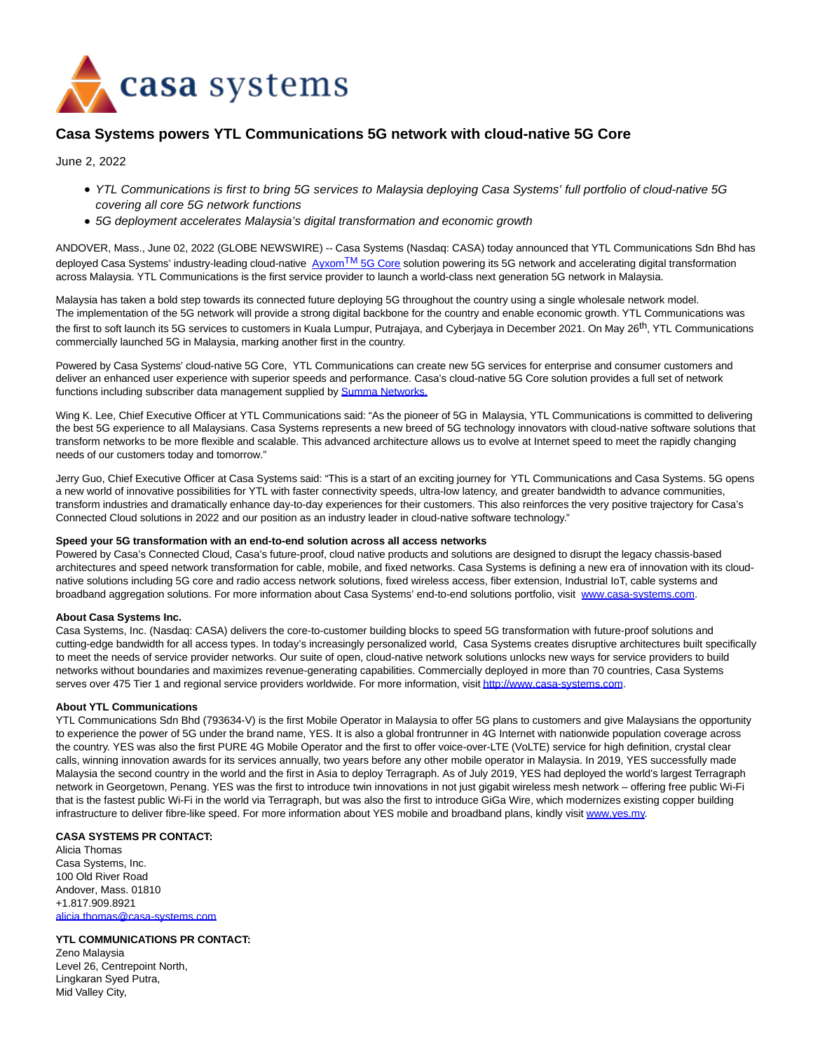casa systems

# Casa Systems powers YTL Communications 5G network with cloud-native 5G Core

June 2, 2022

- *YTL Communications is first to bring 5G services to Malaysia deploying Casa Systems' full portfolio of cloud-native 5G covering all core 5G network functions*
- *5G deployment accelerates Malaysia's digital transformation and economic growth*

ANDOVER, Mass., June 02, 2022 (GLOBE NEWSWIRE) -- Casa Systems (Nasdaq: CASA) today announced that YTL Communications Sdn Bhd has deployed Casa Systems' industry-leading cloud-native Ayxom™ 5G Core solution powering its 5G network and accelerating digital transformation across Malaysia. YTL Communications is the first service provider to launch a world-class next generation 5G network in Malaysia.

Malaysia has taken a bold step towards its connected future deploying 5G throughout the country using a single wholesale network model. The implementation of the 5G network will provide a strong digital backbone for the country and enable economic growth. YTL Communications was the first to soft launch its 5G services to customers in Kuala Lumpur, Putrajaya, and Cyberjaya in December 2021. On May 26th, YTL Communications commercially launched 5G in Malaysia, marking another first in the country.

Powered by Casa Systems' cloud-native 5G Core, YTL Communications can create new 5G services for enterprise and consumer customers and deliver an enhanced user experience with superior speeds and performance. Casa's cloud-native 5G Core solution provides a full set of network functions including subscriber data management supplied by Summa Networks.

Wing K. Lee, Chief Executive Officer at YTL Communications said: "As the pioneer of 5G in Malaysia, YTL Communications is committed to delivering the best 5G experience to all Malaysians. Casa Systems represents a new breed of 5G technology innovators with cloud-native software solutions that transform networks to be more flexible and scalable. This advanced architecture allows us to evolve at Internet speed to meet the rapidly changing needs of our customers today and tomorrow."

Jerry Guo, Chief Executive Officer at Casa Systems said: "This is a start of an exciting journey for YTL Communications and Casa Systems. 5G opens a new world of innovative possibilities for YTL with faster connectivity speeds, ultra-low latency, and greater bandwidth to advance communities, transform industries and dramatically enhance day-to-day experiences for their customers. This also reinforces the very positive trajectory for Casa's Connected Cloud solutions in 2022 and our position as an industry leader in cloud-native software technology."

**Speed your 5G transformation with an end-to-end solution across all access networks**
Powered by Casa's Connected Cloud, Casa's future-proof, cloud native products and solutions are designed to disrupt the legacy chassis-based architectures and speed network transformation for cable, mobile, and fixed networks. Casa Systems is defining a new era of innovation with its cloud-native solutions including 5G core and radio access network solutions, fixed wireless access, fiber extension, Industrial IoT, cable systems and broadband aggregation solutions. For more information about Casa Systems' end-to-end solutions portfolio, visit www.casa-systems.com.

**About Casa Systems Inc.**
Casa Systems, Inc. (Nasdaq: CASA) delivers the core-to-customer building blocks to speed 5G transformation with future-proof solutions and cutting-edge bandwidth for all access types. In today's increasingly personalized world, Casa Systems creates disruptive architectures built specifically to meet the needs of service provider networks. Our suite of open, cloud-native network solutions unlocks new ways for service providers to build networks without boundaries and maximizes revenue-generating capabilities. Commercially deployed in more than 70 countries, Casa Systems serves over 475 Tier 1 and regional service providers worldwide. For more information, visit http://www.casa-systems.com.

**About YTL Communications**
YTL Communications Sdn Bhd (793634-V) is the first Mobile Operator in Malaysia to offer 5G plans to customers and give Malaysians the opportunity to experience the power of 5G under the brand name, YES. It is also a global frontrunner in 4G Internet with nationwide population coverage across the country. YES was also the first PURE 4G Mobile Operator and the first to offer voice-over-LTE (VoLTE) service for high definition, crystal clear calls, winning innovation awards for its services annually, two years before any other mobile operator in Malaysia. In 2019, YES successfully made Malaysia the second country in the world and the first in Asia to deploy Terragraph. As of July 2019, YES had deployed the world's largest Terragraph network in Georgetown, Penang. YES was the first to introduce twin innovations in not just gigabit wireless mesh network – offering free public Wi-Fi that is the fastest public Wi-Fi in the world via Terragraph, but was also the first to introduce GiGa Wire, which modernizes existing copper building infrastructure to deliver fibre-like speed. For more information about YES mobile and broadband plans, kindly visit www.yes.my.

**CASA SYSTEMS PR CONTACT:**
Alicia Thomas
Casa Systems, Inc.
100 Old River Road
Andover, Mass. 01810
+1.817.909.8921
alicia.thomas@casa-systems.com

**YTL COMMUNICATIONS PR CONTACT:**
Zeno Malaysia
Level 26, Centrepoint North,
Lingkaran Syed Putra,
Mid Valley City,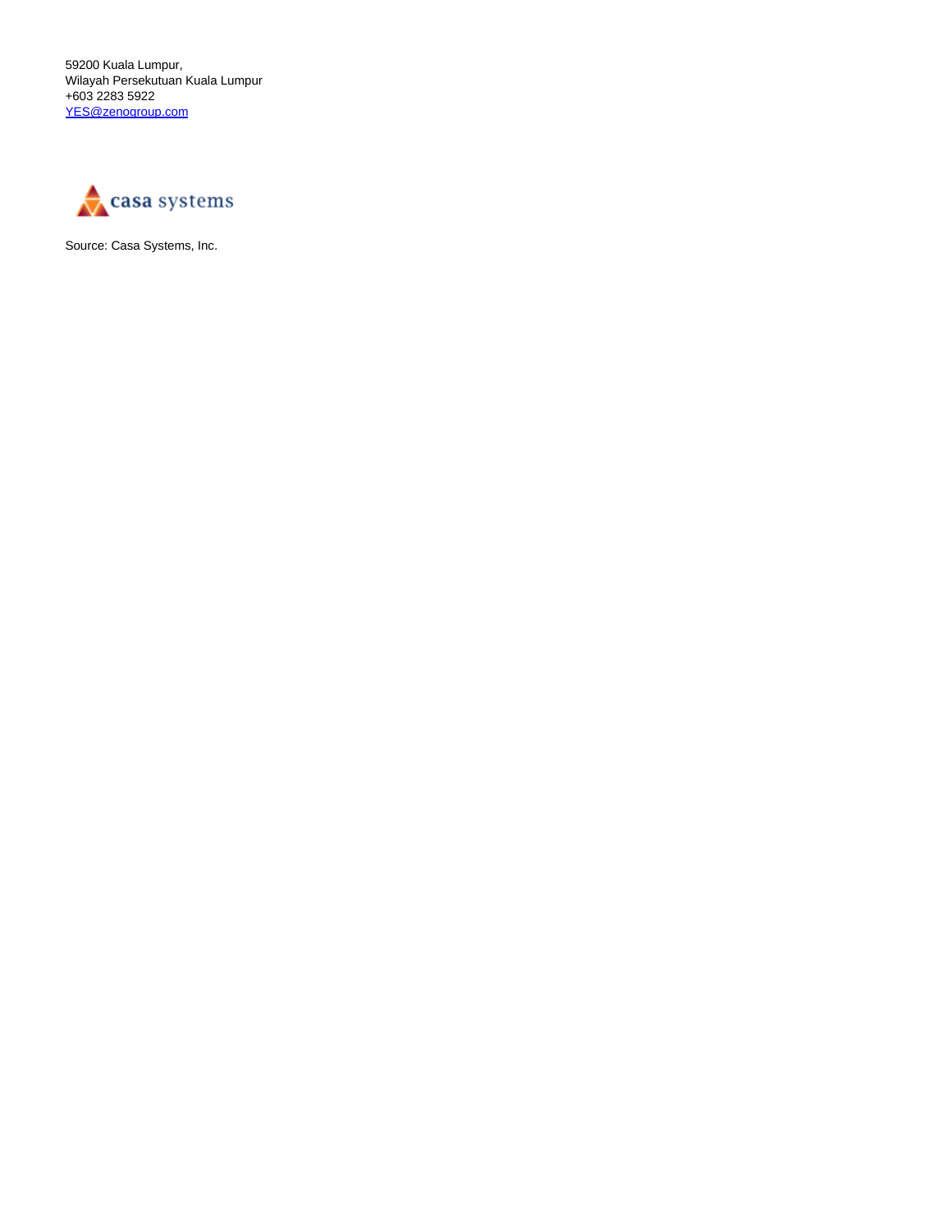59200 Kuala Lumpur,
Wilayah Persekutuan Kuala Lumpur
+603 2283 5922
YES@zenogroup.com

Source: Casa Systems, Inc.